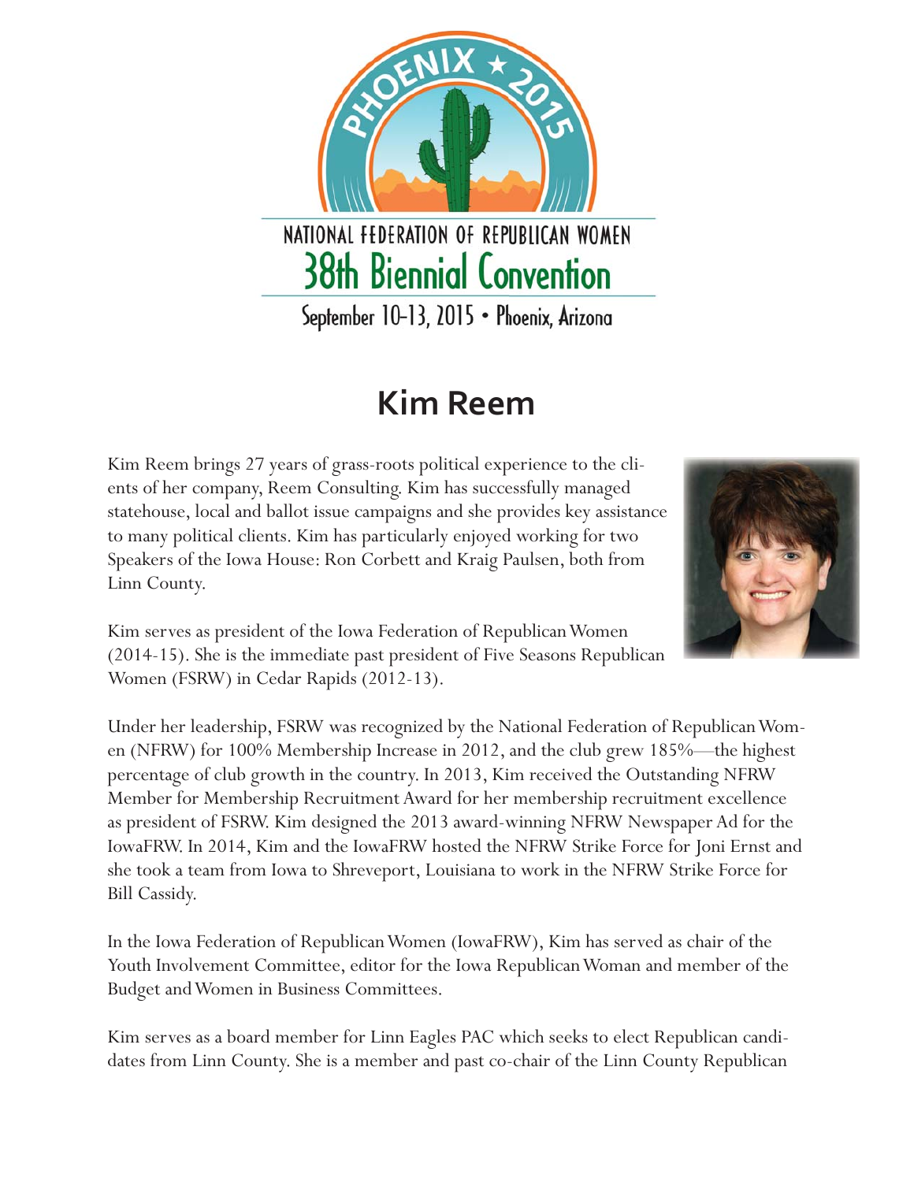NATIONAL FEDERATION OF REPUBLICAN WOMEN
38th Biennial Convention
September 10-13, 2015 • Phoenix, Arizona

# Kim Reem

Kim Reem brings 27 years of grass-roots political experience to the clients of her company, Reem Consulting. Kim has successfully managed statehouse, local and ballot issue campaigns and she provides key assistance to many political clients. Kim has particularly enjoyed working for two Speakers of the Iowa House: Ron Corbett and Kraig Paulsen, both from Linn County.

Kim serves as president of the Iowa Federation of Republican Women (2014-15). She is the immediate past president of Five Seasons Republican Women (FSRW) in Cedar Rapids (2012-13).

Under her leadership, FSRW was recognized by the National Federation of Republican Women (NFRW) for 100% Membership Increase in 2012, and the club grew 185%—the highest percentage of club growth in the country. In 2013, Kim received the Outstanding NFRW Member for Membership Recruitment Award for her membership recruitment excellence as president of FSRW. Kim designed the 2013 award-winning NFRW Newspaper Ad for the IowaFRW. In 2014, Kim and the IowaFRW hosted the NFRW Strike Force for Joni Ernst and she took a team from Iowa to Shreveport, Louisiana to work in the NFRW Strike Force for Bill Cassidy.

In the Iowa Federation of Republican Women (IowaFRW), Kim has served as chair of the Youth Involvement Committee, editor for the Iowa Republican Woman and member of the Budget and Women in Business Committees.

Kim serves as a board member for Linn Eagles PAC which seeks to elect Republican candidates from Linn County. She is a member and past co-chair of the Linn County Republican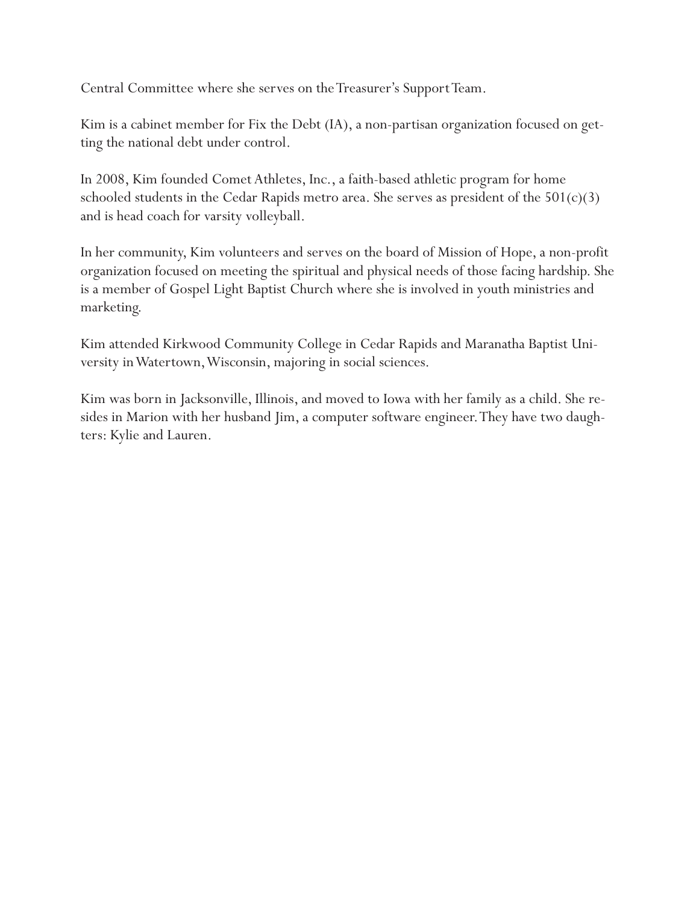Central Committee where she serves on the Treasurer's Support Team.

Kim is a cabinet member for Fix the Debt (IA), a non-partisan organization focused on getting the national debt under control.

In 2008, Kim founded Comet Athletes, Inc., a faith-based athletic program for home schooled students in the Cedar Rapids metro area. She serves as president of the 501(c)(3) and is head coach for varsity volleyball.

In her community, Kim volunteers and serves on the board of Mission of Hope, a non-profit organization focused on meeting the spiritual and physical needs of those facing hardship. She is a member of Gospel Light Baptist Church where she is involved in youth ministries and marketing.

Kim attended Kirkwood Community College in Cedar Rapids and Maranatha Baptist University in Watertown, Wisconsin, majoring in social sciences.

Kim was born in Jacksonville, Illinois, and moved to Iowa with her family as a child. She resides in Marion with her husband Jim, a computer software engineer. They have two daughters: Kylie and Lauren.